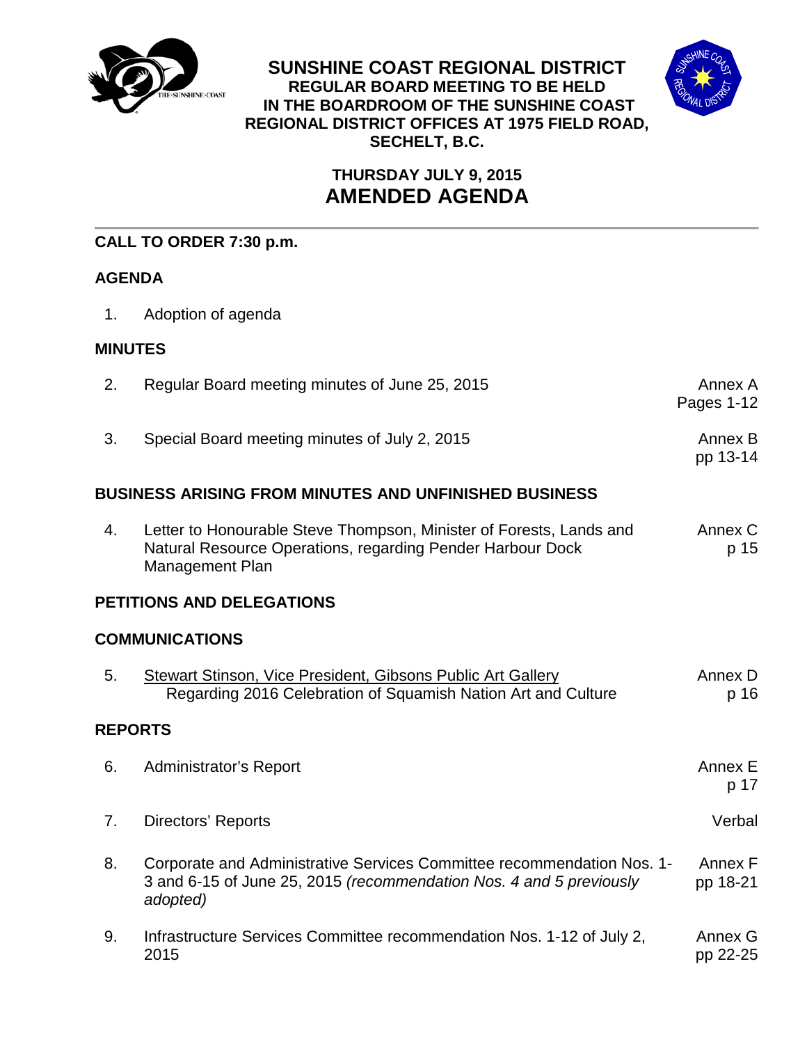# SUNSHINE COAST REGIONAL DISTRICT

**REGULAR BOARD MEETING TO BE HELD IN THE BOARDROOM OF THE SUNSHINE COAST REGIONAL DISTRICT OFFICES AT 1975 FIELD ROAD, SECHELT, B.C.**

**THURSDAY JULY 9, 2015**

## AMENDED AGENDA

---

**CALL TO ORDER 7:30 p.m.**

**AGENDA**

| | | |
|---|---|---|
| 1. | Adoption of agenda | |

**MINUTES**

| | | |
|---|---|---|
| 2. | Regular Board meeting minutes of June 25, 2015 | Annex A Pages 1-12 |
| 3. | Special Board meeting minutes of July 2, 2015 | Annex B pp 13-14 |

**BUSINESS ARISING FROM MINUTES AND UNFINISHED BUSINESS**

| | | |
|---|---|---|
| 4. | Letter to Honourable Steve Thompson, Minister of Forests, Lands and Natural Resource Operations, regarding Pender Harbour Dock Management Plan | Annex C p 15 |

**PETITIONS AND DELEGATIONS**

**COMMUNICATIONS**

| | | |
|---|---|---|
| 5. | Stewart Stinson, Vice President, Gibsons Public Art Gallery<br>Regarding 2016 Celebration of Squamish Nation Art and Culture | Annex D p 16 |

**REPORTS**

| | | |
|---|---|---|
| 6. | Administrator's Report | Annex E p 17 |
| 7. | Directors' Reports | Verbal |
| 8. | Corporate and Administrative Services Committee recommendation Nos. 1-3 and 6-15 of June 25, 2015 *(recommendation Nos. 4 and 5 previously adopted)* | Annex F pp 18-21 |
| 9. | Infrastructure Services Committee recommendation Nos. 1-12 of July 2, 2015 | Annex G pp 22-25 |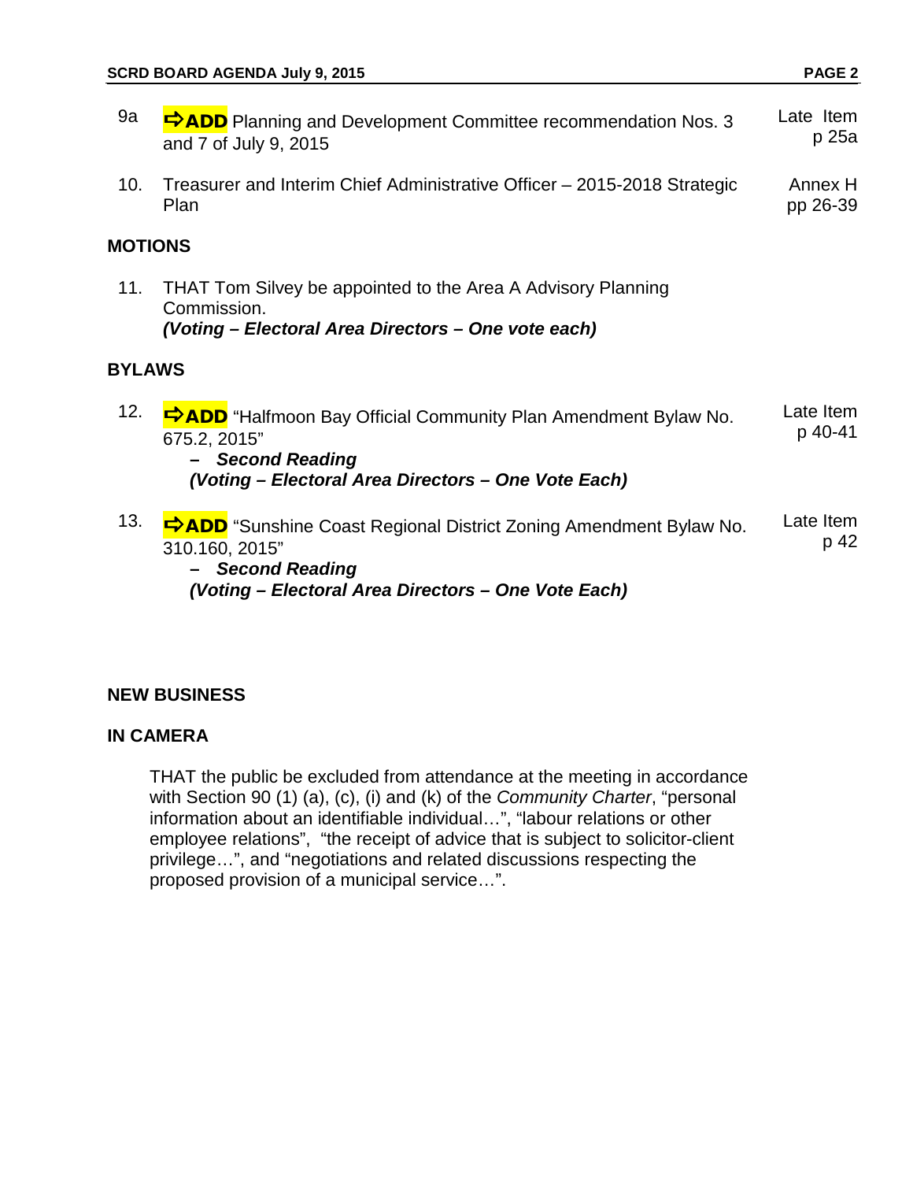9a **➪ADD** Planning and Development Committee recommendation Nos. 3 and 7 of July 9, 2015 — Late Item p 25a

10. Treasurer and Interim Chief Administrative Officer – 2015-2018 Strategic Plan — Annex H pp 26-39

## MOTIONS

11. THAT Tom Silvey be appointed to the Area A Advisory Planning Commission.
***(Voting – Electoral Area Directors – One vote each)***

## BYLAWS

12. **➪ADD** "Halfmoon Bay Official Community Plan Amendment Bylaw No. 675.2, 2015" — Late Item p 40-41
***– Second Reading***
***(Voting – Electoral Area Directors – One Vote Each)***

13. **➪ADD** "Sunshine Coast Regional District Zoning Amendment Bylaw No. 310.160, 2015" — Late Item p 42
***– Second Reading***
***(Voting – Electoral Area Directors – One Vote Each)***

## NEW BUSINESS

## IN CAMERA

THAT the public be excluded from attendance at the meeting in accordance with Section 90 (1) (a), (c), (i) and (k) of the *Community Charter*, "personal information about an identifiable individual…", "labour relations or other employee relations", "the receipt of advice that is subject to solicitor-client privilege…", and "negotiations and related discussions respecting the proposed provision of a municipal service…".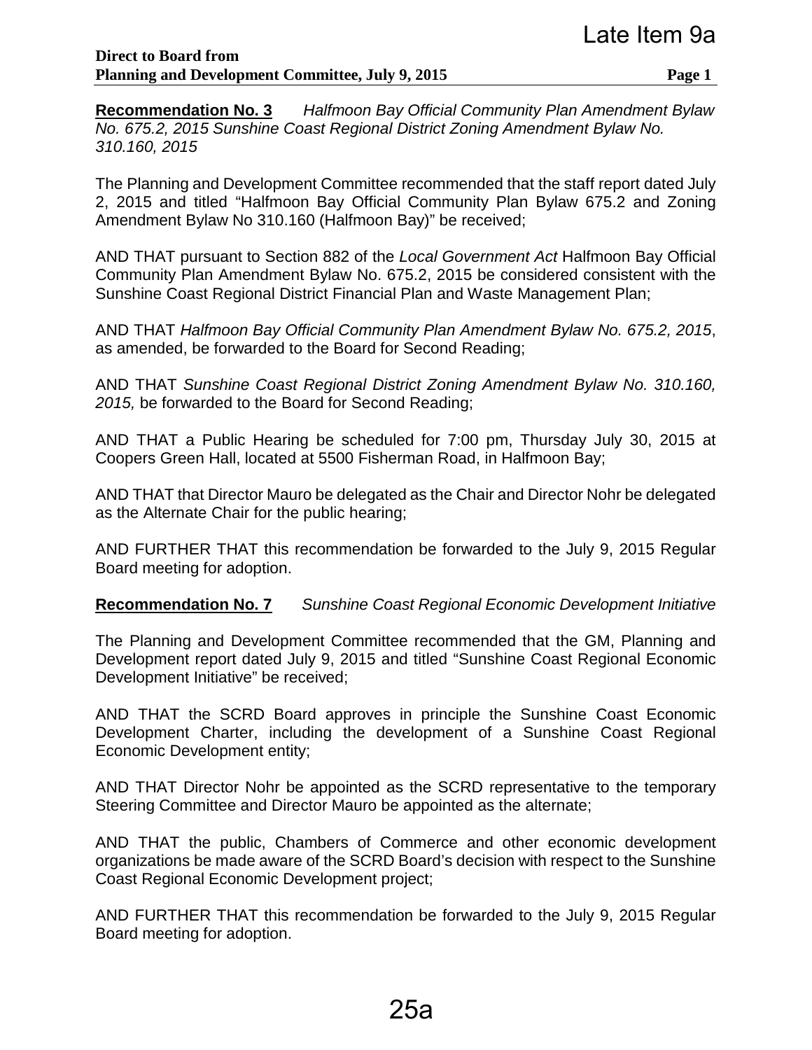Late Item 9a

**Direct to Board from**
**Planning and Development Committee, July 9, 2015**

**Recommendation No. 3** *Halfmoon Bay Official Community Plan Amendment Bylaw No. 675.2, 2015 Sunshine Coast Regional District Zoning Amendment Bylaw No. 310.160, 2015*

The Planning and Development Committee recommended that the staff report dated July 2, 2015 and titled "Halfmoon Bay Official Community Plan Bylaw 675.2 and Zoning Amendment Bylaw No 310.160 (Halfmoon Bay)" be received;

AND THAT pursuant to Section 882 of the *Local Government Act* Halfmoon Bay Official Community Plan Amendment Bylaw No. 675.2, 2015 be considered consistent with the Sunshine Coast Regional District Financial Plan and Waste Management Plan;

AND THAT *Halfmoon Bay Official Community Plan Amendment Bylaw No. 675.2, 2015*, as amended, be forwarded to the Board for Second Reading;

AND THAT *Sunshine Coast Regional District Zoning Amendment Bylaw No. 310.160, 2015,* be forwarded to the Board for Second Reading;

AND THAT a Public Hearing be scheduled for 7:00 pm, Thursday July 30, 2015 at Coopers Green Hall, located at 5500 Fisherman Road, in Halfmoon Bay;

AND THAT that Director Mauro be delegated as the Chair and Director Nohr be delegated as the Alternate Chair for the public hearing;

AND FURTHER THAT this recommendation be forwarded to the July 9, 2015 Regular Board meeting for adoption.

**Recommendation No. 7** *Sunshine Coast Regional Economic Development Initiative*

The Planning and Development Committee recommended that the GM, Planning and Development report dated July 9, 2015 and titled "Sunshine Coast Regional Economic Development Initiative" be received;

AND THAT the SCRD Board approves in principle the Sunshine Coast Economic Development Charter, including the development of a Sunshine Coast Regional Economic Development entity;

AND THAT Director Nohr be appointed as the SCRD representative to the temporary Steering Committee and Director Mauro be appointed as the alternate;

AND THAT the public, Chambers of Commerce and other economic development organizations be made aware of the SCRD Board's decision with respect to the Sunshine Coast Regional Economic Development project;

AND FURTHER THAT this recommendation be forwarded to the July 9, 2015 Regular Board meeting for adoption.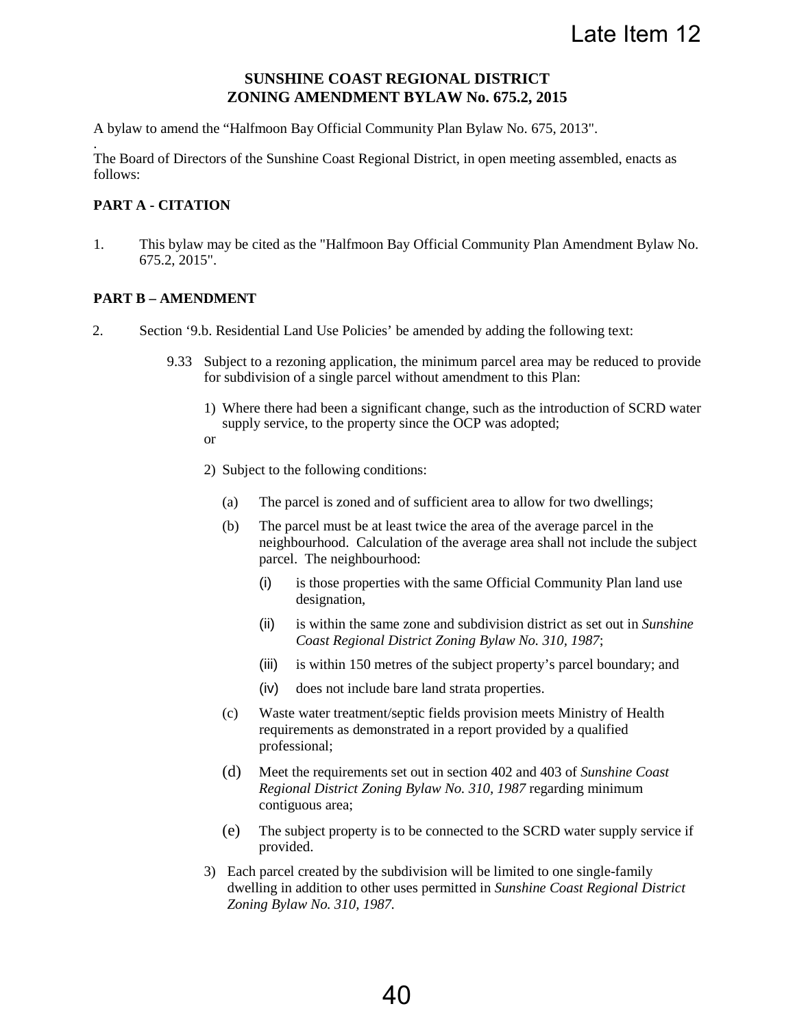Late Item 12

**SUNSHINE COAST REGIONAL DISTRICT**
**ZONING AMENDMENT BYLAW No. 675.2, 2015**

A bylaw to amend the "Halfmoon Bay Official Community Plan Bylaw No. 675, 2013".

The Board of Directors of the Sunshine Coast Regional District, in open meeting assembled, enacts as follows:

**PART A - CITATION**

1. This bylaw may be cited as the "Halfmoon Bay Official Community Plan Amendment Bylaw No. 675.2, 2015".

**PART B – AMENDMENT**

2. Section '9.b. Residential Land Use Policies' be amended by adding the following text:

   9.33 Subject to a rezoning application, the minimum parcel area may be reduced to provide for subdivision of a single parcel without amendment to this Plan:

   1) Where there had been a significant change, such as the introduction of SCRD water supply service, to the property since the OCP was adopted;

   or

   2) Subject to the following conditions:

      (a) The parcel is zoned and of sufficient area to allow for two dwellings;

      (b) The parcel must be at least twice the area of the average parcel in the neighbourhood. Calculation of the average area shall not include the subject parcel. The neighbourhood:

         (i) is those properties with the same Official Community Plan land use designation,

         (ii) is within the same zone and subdivision district as set out in *Sunshine Coast Regional District Zoning Bylaw No. 310, 1987*;

         (iii) is within 150 metres of the subject property's parcel boundary; and

         (iv) does not include bare land strata properties.

      (c) Waste water treatment/septic fields provision meets Ministry of Health requirements as demonstrated in a report provided by a qualified professional;

      (d) Meet the requirements set out in section 402 and 403 of *Sunshine Coast Regional District Zoning Bylaw No. 310, 1987* regarding minimum contiguous area;

      (e) The subject property is to be connected to the SCRD water supply service if provided.

   3) Each parcel created by the subdivision will be limited to one single-family dwelling in addition to other uses permitted in *Sunshine Coast Regional District Zoning Bylaw No. 310, 1987.*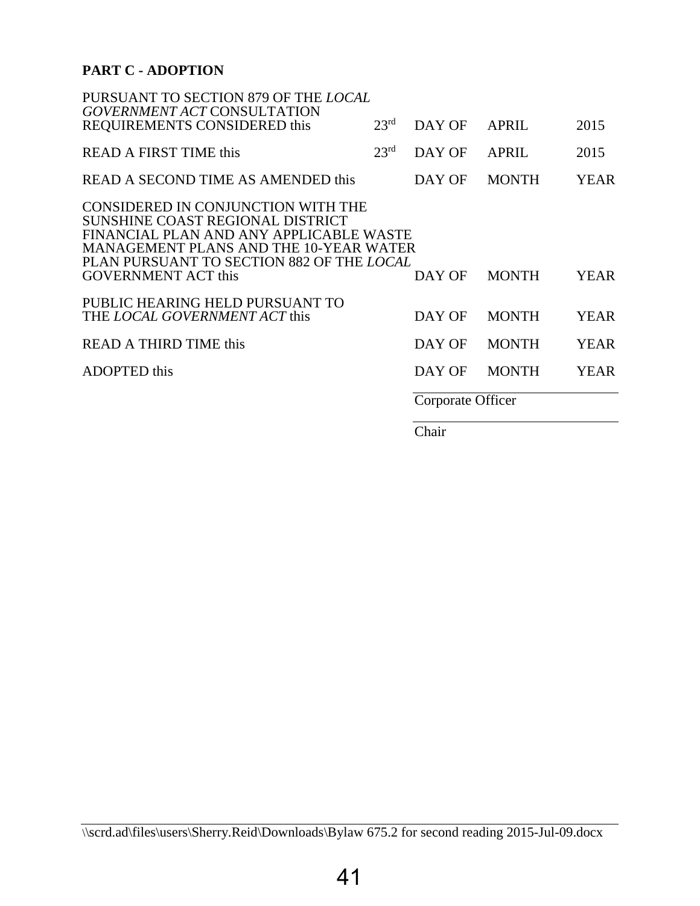**PART C - ADOPTION**

| | | | | |
|---|---|---|---|---|
| PURSUANT TO SECTION 879 OF THE *LOCAL GOVERNMENT ACT* CONSULTATION REQUIREMENTS CONSIDERED this | 23rd | DAY OF | APRIL | 2015 |
| READ A FIRST TIME this | 23rd | DAY OF | APRIL | 2015 |
| READ A SECOND TIME AS AMENDED this | | DAY OF | MONTH | YEAR |
| CONSIDERED IN CONJUNCTION WITH THE SUNSHINE COAST REGIONAL DISTRICT FINANCIAL PLAN AND ANY APPLICABLE WASTE MANAGEMENT PLANS AND THE 10-YEAR WATER PLAN PURSUANT TO SECTION 882 OF THE *LOCAL* GOVERNMENT ACT this | | DAY OF | MONTH | YEAR |
| PUBLIC HEARING HELD PURSUANT TO THE *LOCAL GOVERNMENT ACT* this | | DAY OF | MONTH | YEAR |
| READ A THIRD TIME this | | DAY OF | MONTH | YEAR |
| ADOPTED this | | DAY OF | MONTH | YEAR |

Corporate Officer

Chair

\\scrd.ad\files\users\Sherry.Reid\Downloads\Bylaw 675.2 for second reading 2015-Jul-09.docx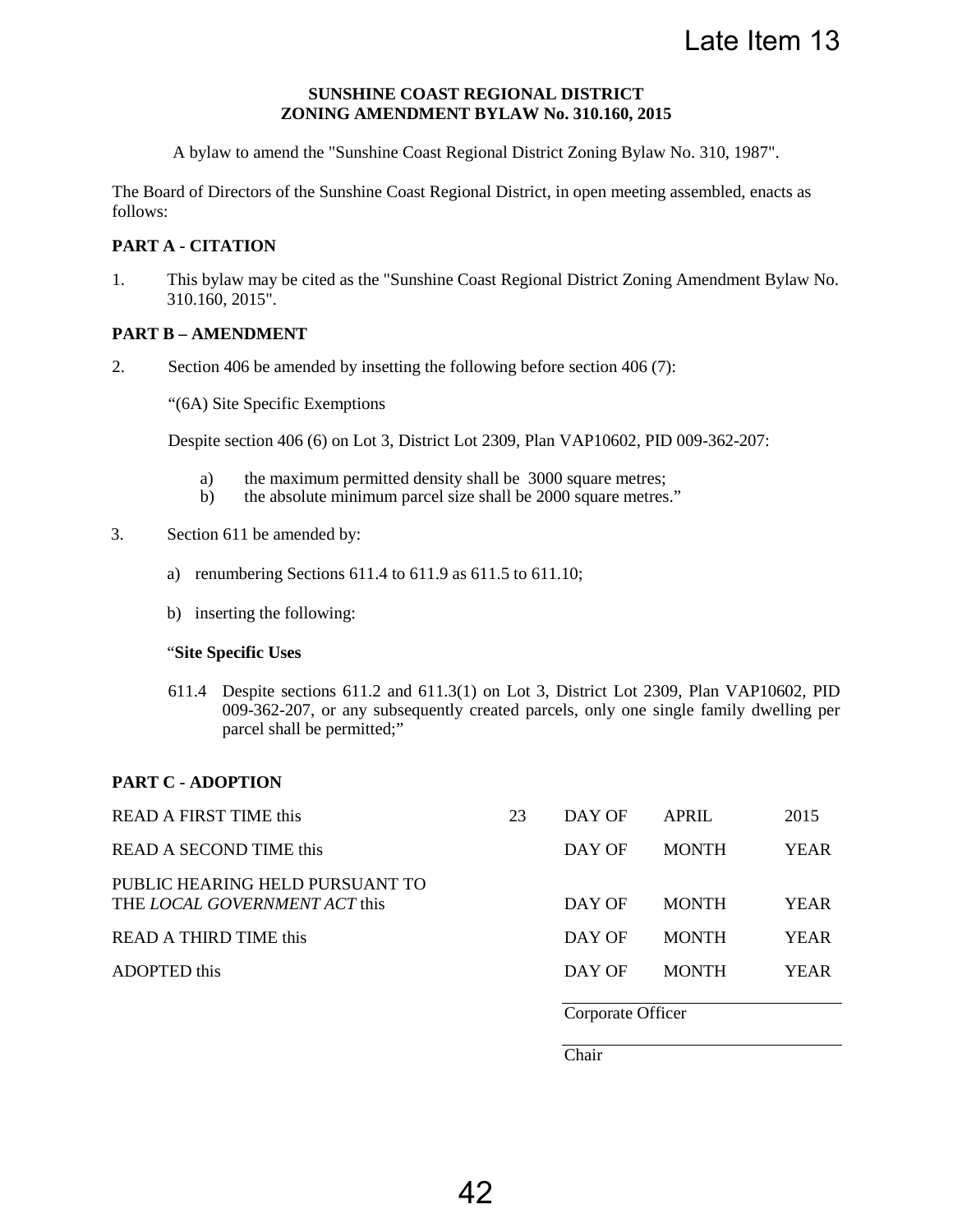Late Item 13

**SUNSHINE COAST REGIONAL DISTRICT**
**ZONING AMENDMENT BYLAW No. 310.160, 2015**

A bylaw to amend the "Sunshine Coast Regional District Zoning Bylaw No. 310, 1987".

The Board of Directors of the Sunshine Coast Regional District, in open meeting assembled, enacts as follows:

**PART A - CITATION**

1. This bylaw may be cited as the "Sunshine Coast Regional District Zoning Amendment Bylaw No. 310.160, 2015".

**PART B – AMENDMENT**

2. Section 406 be amended by insetting the following before section 406 (7):

   "(6A) Site Specific Exemptions

   Despite section 406 (6) on Lot 3, District Lot 2309, Plan VAP10602, PID 009-362-207:

   a) the maximum permitted density shall be 3000 square metres;
   b) the absolute minimum parcel size shall be 2000 square metres."

3. Section 611 be amended by:

   a) renumbering Sections 611.4 to 611.9 as 611.5 to 611.10;

   b) inserting the following:

   "**Site Specific Uses**

   611.4 Despite sections 611.2 and 611.3(1) on Lot 3, District Lot 2309, Plan VAP10602, PID 009-362-207, or any subsequently created parcels, only one single family dwelling per parcel shall be permitted;"

**PART C - ADOPTION**

| | | | | |
|---|---|---|---|---|
| READ A FIRST TIME this | 23 | DAY OF | APRIL | 2015 |
| READ A SECOND TIME this | | DAY OF | MONTH | YEAR |
| PUBLIC HEARING HELD PURSUANT TO THE *LOCAL GOVERNMENT ACT* this | | DAY OF | MONTH | YEAR |
| READ A THIRD TIME this | | DAY OF | MONTH | YEAR |
| ADOPTED this | | DAY OF | MONTH | YEAR |

Corporate Officer

Chair